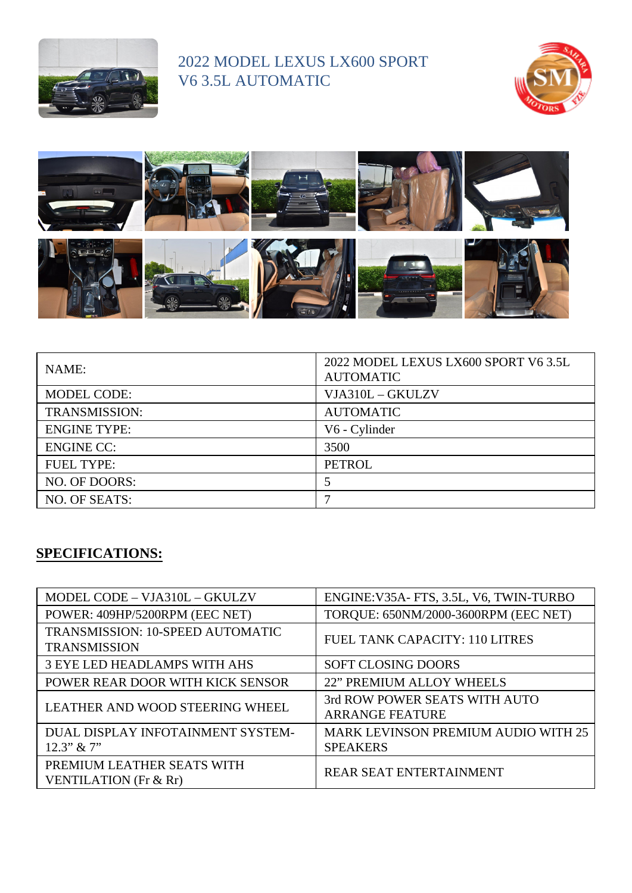# 2022 MODEL LEXUS LX600 SPORT V6 3.5L AUTOMATIC

| NAME: | 2022 MODEL LEXUS LX600 SPORT V6 3.5L AUTOMATIC |
|---|---|
| MODEL CODE: | VJA310L – GKULZV |
| TRANSMISSION: | AUTOMATIC |
| ENGINE TYPE: | V6 - Cylinder |
| ENGINE CC: | 3500 |
| FUEL TYPE: | PETROL |
| NO. OF DOORS: | 5 |
| NO. OF SEATS: | 7 |

## SPECIFICATIONS:

| MODEL CODE – VJA310L – GKULZV | ENGINE:V35A- FTS, 3.5L, V6, TWIN-TURBO |
|---|---|
| POWER: 409HP/5200RPM (EEC NET) | TORQUE: 650NM/2000-3600RPM (EEC NET) |
| TRANSMISSION: 10-SPEED AUTOMATIC TRANSMISSION | FUEL TANK CAPACITY: 110 LITRES |
| 3 EYE LED HEADLAMPS WITH AHS | SOFT CLOSING DOORS |
| POWER REAR DOOR WITH KICK SENSOR | 22" PREMIUM ALLOY WHEELS |
| LEATHER AND WOOD STEERING WHEEL | 3rd ROW POWER SEATS WITH AUTO ARRANGE FEATURE |
| DUAL DISPLAY INFOTAINMENT SYSTEM- 12.3" & 7" | MARK LEVINSON PREMIUM AUDIO WITH 25 SPEAKERS |
| PREMIUM LEATHER SEATS WITH VENTILATION (Fr & Rr) | REAR SEAT ENTERTAINMENT |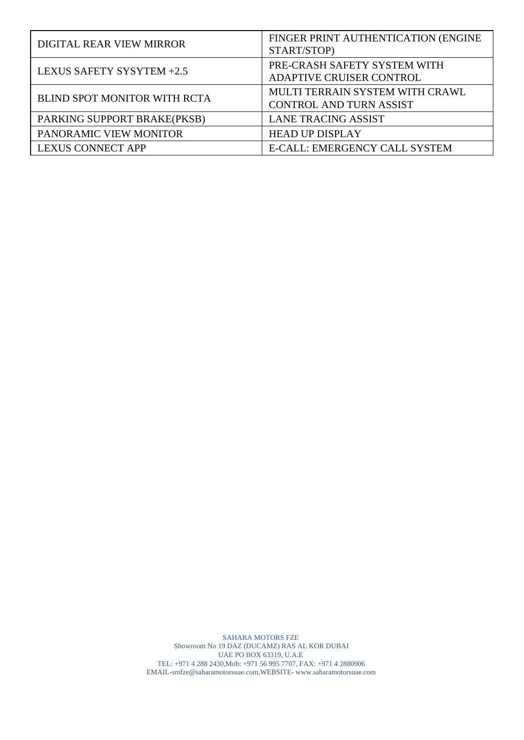| | |
|---|---|
| DIGITAL REAR VIEW MIRROR | FINGER PRINT AUTHENTICATION (ENGINE START/STOP) |
| LEXUS SAFETY SYSYTEM +2.5 | PRE-CRASH SAFETY SYSTEM WITH ADAPTIVE CRUISER CONTROL |
| BLIND SPOT MONITOR WITH RCTA | MULTI TERRAIN SYSTEM WITH CRAWL CONTROL AND TURN ASSIST |
| PARKING SUPPORT BRAKE(PKSB) | LANE TRACING ASSIST |
| PANORAMIC VIEW MONITOR | HEAD UP DISPLAY |
| LEXUS CONNECT APP | E-CALL: EMERGENCY CALL SYSTEM |

SAHARA MOTORS FZE
Showroom No 19 DAZ (DUCAMZ) RAS AL KOR DUBAI
UAE PO BOX 63319, U.A.E
TEL: +971 4 288 2430,Mob: +971 56 995 7707, FAX: +971 4 2880906
EMAIL-smfze@saharamotorsuae.com,WEBSITE- www.saharamotorsuae.com